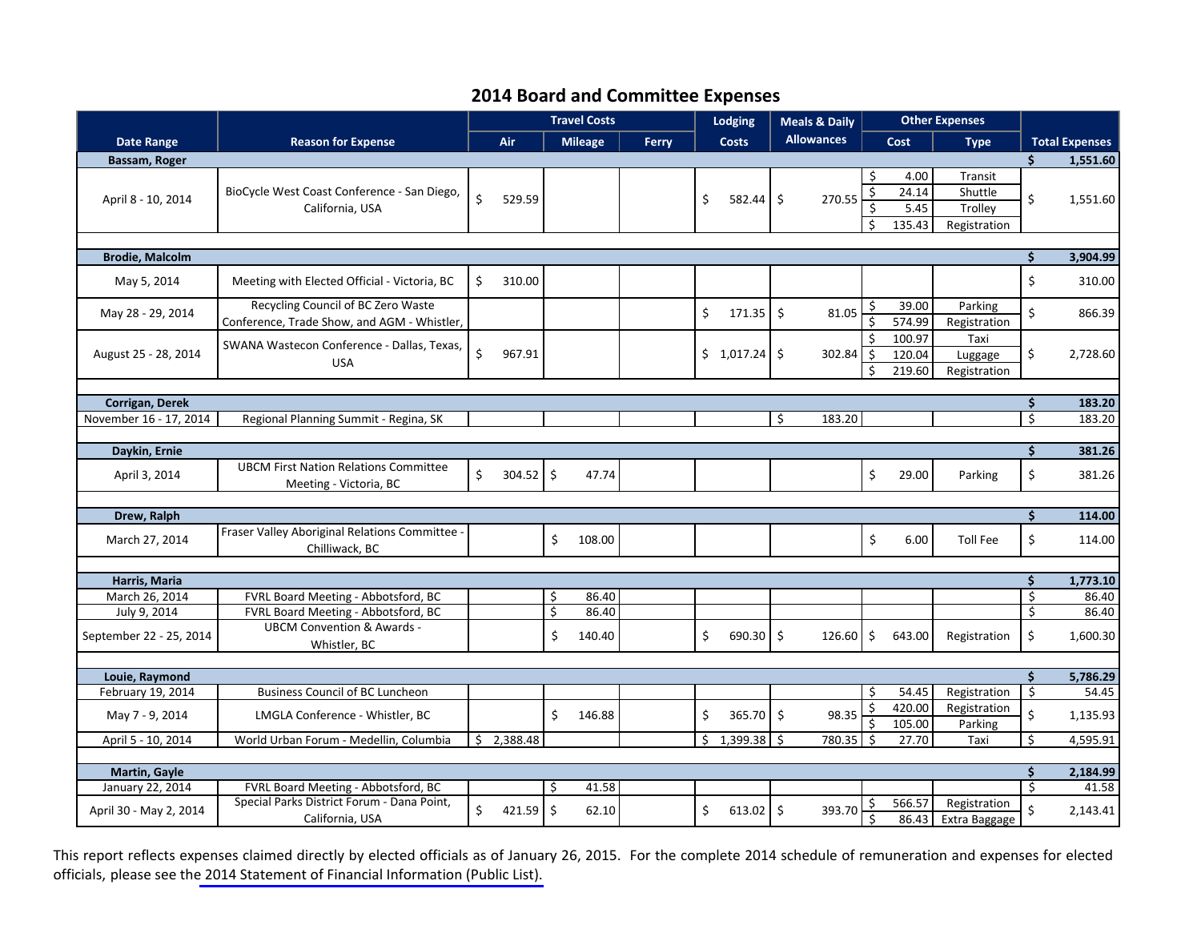## 2014 Board and Committee Expenses

| Date Range | Reason for Expense | Travel Costs | | | Lodging | Meals & Daily | Other Expenses | | Total Expenses |
|---|---|---|---|---|---|---|---|---|---|
| | | Air | Mileage | Ferry | Costs | Allowances | Cost | Type | |
| **Bassam, Roger** | | | | | | | | | **$ 1,551.60** |
| April 8 - 10, 2014 | BioCycle West Coast Conference - San Diego, California, USA | $ 529.59 | | | $ 582.44 | $ 270.55 | $ 4.00<br>$ 24.14<br>$ 5.45<br>$ 135.43 | Transit<br>Shuttle<br>Trolley<br>Registration | $ 1,551.60 |
| **Brodie, Malcolm** | | | | | | | | | **$ 3,904.99** |
| May 5, 2014 | Meeting with Elected Official - Victoria, BC | $ 310.00 | | | | | | | $ 310.00 |
| May 28 - 29, 2014 | Recycling Council of BC Zero Waste Conference, Trade Show, and AGM - Whistler, | | | | $ 171.35 | $ 81.05 | $ 39.00<br>$ 574.99 | Parking<br>Registration | $ 866.39 |
| August 25 - 28, 2014 | SWANA Wastecon Conference - Dallas, Texas, USA | $ 967.91 | | | $ 1,017.24 | $ 302.84 | $ 100.97<br>$ 120.04<br>$ 219.60 | Taxi<br>Luggage<br>Registration | $ 2,728.60 |
| **Corrigan, Derek** | | | | | | | | | **$ 183.20** |
| November 16 - 17, 2014 | Regional Planning Summit - Regina, SK | | | | | $ 183.20 | | | $ 183.20 |
| **Daykin, Ernie** | | | | | | | | | **$ 381.26** |
| April 3, 2014 | UBCM First Nation Relations Committee Meeting - Victoria, BC | $ 304.52 | $ 47.74 | | | | $ 29.00 | Parking | $ 381.26 |
| **Drew, Ralph** | | | | | | | | | **$ 114.00** |
| March 27, 2014 | Fraser Valley Aboriginal Relations Committee - Chilliwack, BC | | $ 108.00 | | | | $ 6.00 | Toll Fee | $ 114.00 |
| **Harris, Maria** | | | | | | | | | **$ 1,773.10** |
| March 26, 2014 | FVRL Board Meeting - Abbotsford, BC | | $ 86.40 | | | | | | $ 86.40 |
| July 9, 2014 | FVRL Board Meeting - Abbotsford, BC | | $ 86.40 | | | | | | $ 86.40 |
| September 22 - 25, 2014 | UBCM Convention & Awards - Whistler, BC | | $ 140.40 | | $ 690.30 | $ 126.60 | $ 643.00 | Registration | $ 1,600.30 |
| **Louie, Raymond** | | | | | | | | | **$ 5,786.29** |
| February 19, 2014 | Business Council of BC Luncheon | | | | | | $ 54.45 | Registration | $ 54.45 |
| May 7 - 9, 2014 | LMGLA Conference - Whistler, BC | | $ 146.88 | | $ 365.70 | $ 98.35 | $ 420.00<br>$ 105.00 | Registration<br>Parking | $ 1,135.93 |
| April 5 - 10, 2014 | World Urban Forum - Medellin, Columbia | $ 2,388.48 | | | $ 1,399.38 | $ 780.35 | $ 27.70 | Taxi | $ 4,595.91 |
| **Martin, Gayle** | | | | | | | | | **$ 2,184.99** |
| January 22, 2014 | FVRL Board Meeting - Abbotsford, BC | | $ 41.58 | | | | | | $ 41.58 |
| April 30 - May 2, 2014 | Special Parks District Forum - Dana Point, California, USA | $ 421.59 | $ 62.10 | | $ 613.02 | $ 393.70 | $ 566.57<br>$ 86.43 | Registration<br>Extra Baggage | $ 2,143.41 |

This report reflects expenses claimed directly by elected officials as of January 26, 2015. For the complete 2014 schedule of remuneration and expenses for elected officials, please see the 2014 Statement of Financial Information (Public List).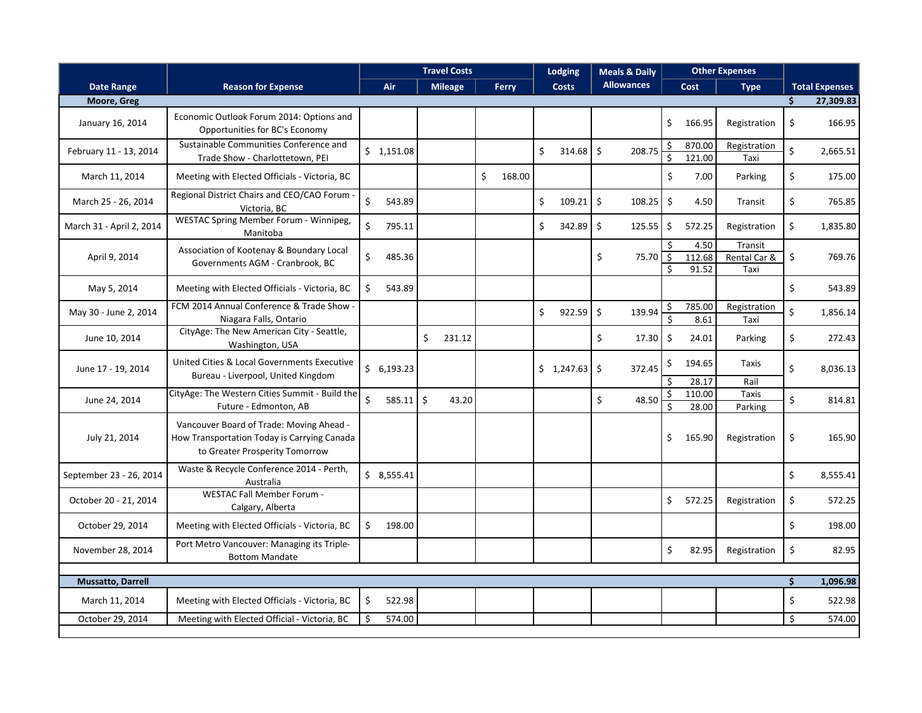| Date Range | Reason for Expense | Travel Costs | | | Lodging | Meals & Daily | Other Expenses | | Total Expenses |
|---|---|---|---|---|---|---|---|---|---|
| | | Air | Mileage | Ferry | Costs | Allowances | Cost | Type | |
| **Moore, Greg** | | | | | | | | | **$ 27,309.83** |
| January 16, 2014 | Economic Outlook Forum 2014: Options and Opportunities for BC's Economy | | | | | | $ 166.95 | Registration | $ 166.95 |
| February 11 - 13, 2014 | Sustainable Communities Conference and Trade Show - Charlottetown, PEI | $ 1,151.08 | | | $ 314.68 | $ 208.75 | $ 870.00<br>$ 121.00 | Registration<br>Taxi | $ 2,665.51 |
| March 11, 2014 | Meeting with Elected Officials - Victoria, BC | | | $ 168.00 | | | $ 7.00 | Parking | $ 175.00 |
| March 25 - 26, 2014 | Regional District Chairs and CEO/CAO Forum - Victoria, BC | $ 543.89 | | | $ 109.21 | $ 108.25 | $ 4.50 | Transit | $ 765.85 |
| March 31 - April 2, 2014 | WESTAC Spring Member Forum - Winnipeg, Manitoba | $ 795.11 | | | $ 342.89 | $ 125.55 | $ 572.25 | Registration | $ 1,835.80 |
| April 9, 2014 | Association of Kootenay & Boundary Local Governments AGM - Cranbrook, BC | $ 485.36 | | | | $ 75.70 | $ 4.50<br>$ 112.68<br>$ 91.52 | Transit<br>Rental Car &<br>Taxi | $ 769.76 |
| May 5, 2014 | Meeting with Elected Officials - Victoria, BC | $ 543.89 | | | | | | | $ 543.89 |
| May 30 - June 2, 2014 | FCM 2014 Annual Conference & Trade Show - Niagara Falls, Ontario | | | | $ 922.59 | $ 139.94 | $ 785.00<br>$ 8.61 | Registration<br>Taxi | $ 1,856.14 |
| June 10, 2014 | CityAge: The New American City - Seattle, Washington, USA | | $ 231.12 | | | $ 17.30 | $ 24.01 | Parking | $ 272.43 |
| June 17 - 19, 2014 | United Cities & Local Governments Executive Bureau - Liverpool, United Kingdom | $ 6,193.23 | | | $ 1,247.63 | $ 372.45 | $ 194.65<br>$ 28.17 | Taxis<br>Rail | $ 8,036.13 |
| June 24, 2014 | CityAge: The Western Cities Summit - Build the Future - Edmonton, AB | $ 585.11 | $ 43.20 | | | $ 48.50 | $ 110.00<br>$ 28.00 | Taxis<br>Parking | $ 814.81 |
| July 21, 2014 | Vancouver Board of Trade: Moving Ahead - How Transportation Today is Carrying Canada to Greater Prosperity Tomorrow | | | | | | $ 165.90 | Registration | $ 165.90 |
| September 23 - 26, 2014 | Waste & Recycle Conference 2014 - Perth, Australia | $ 8,555.41 | | | | | | | $ 8,555.41 |
| October 20 - 21, 2014 | WESTAC Fall Member Forum - Calgary, Alberta | | | | | | $ 572.25 | Registration | $ 572.25 |
| October 29, 2014 | Meeting with Elected Officials - Victoria, BC | $ 198.00 | | | | | | | $ 198.00 |
| November 28, 2014 | Port Metro Vancouver: Managing its Triple-Bottom Mandate | | | | | | $ 82.95 | Registration | $ 82.95 |
| **Mussatto, Darrell** | | | | | | | | | **$ 1,096.98** |
| March 11, 2014 | Meeting with Elected Officials - Victoria, BC | $ 522.98 | | | | | | | $ 522.98 |
| October 29, 2014 | Meeting with Elected Official - Victoria, BC | $ 574.00 | | | | | | | $ 574.00 |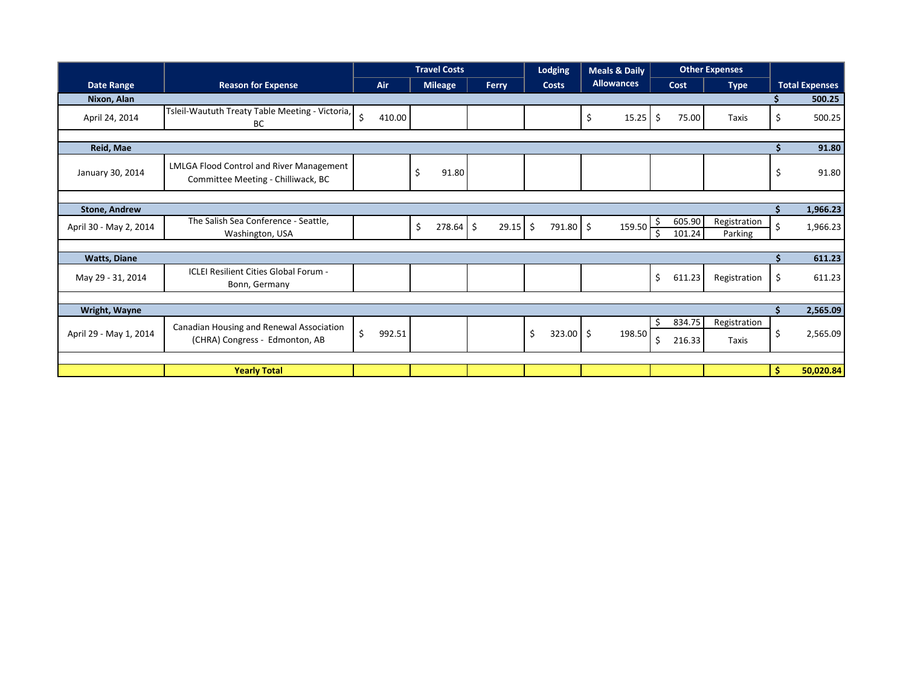| Date Range | Reason for Expense | Travel Costs | | | Lodging | Meals & Daily | Other Expenses | | Total Expenses |
|---|---|---|---|---|---|---|---|---|---|
| | | Air | Mileage | Ferry | Costs | Allowances | Cost | Type | |
| **Nixon, Alan** | | | | | | | | | **$ 500.25** |
| April 24, 2014 | Tsleil-Waututh Treaty Table Meeting - Victoria, BC | $ 410.00 | | | | $ 15.25 | $ 75.00 | Taxis | $ 500.25 |
| | | | | | | | | | |
| **Reid, Mae** | | | | | | | | | **$ 91.80** |
| January 30, 2014 | LMLGA Flood Control and River Management Committee Meeting - Chilliwack, BC | | $ 91.80 | | | | | | $ 91.80 |
| | | | | | | | | | |
| **Stone, Andrew** | | | | | | | | | **$ 1,966.23** |
| April 30 - May 2, 2014 | The Salish Sea Conference - Seattle, Washington, USA | | $ 278.64 | $ 29.15 | $ 791.80 | $ 159.50 | $ 605.90<br>$ 101.24 | Registration<br>Parking | $ 1,966.23 |
| | | | | | | | | | |
| **Watts, Diane** | | | | | | | | | **$ 611.23** |
| May 29 - 31, 2014 | ICLEI Resilient Cities Global Forum - Bonn, Germany | | | | | | $ 611.23 | Registration | $ 611.23 |
| | | | | | | | | | |
| **Wright, Wayne** | | | | | | | | | **$ 2,565.09** |
| April 29 - May 1, 2014 | Canadian Housing and Renewal Association (CHRA) Congress - Edmonton, AB | $ 992.51 | | | $ 323.00 | $ 198.50 | $ 834.75<br>$ 216.33 | Registration<br>Taxis | $ 2,565.09 |
| | | | | | | | | | |
| | **Yearly Total** | | | | | | | | **$ 50,020.84** |